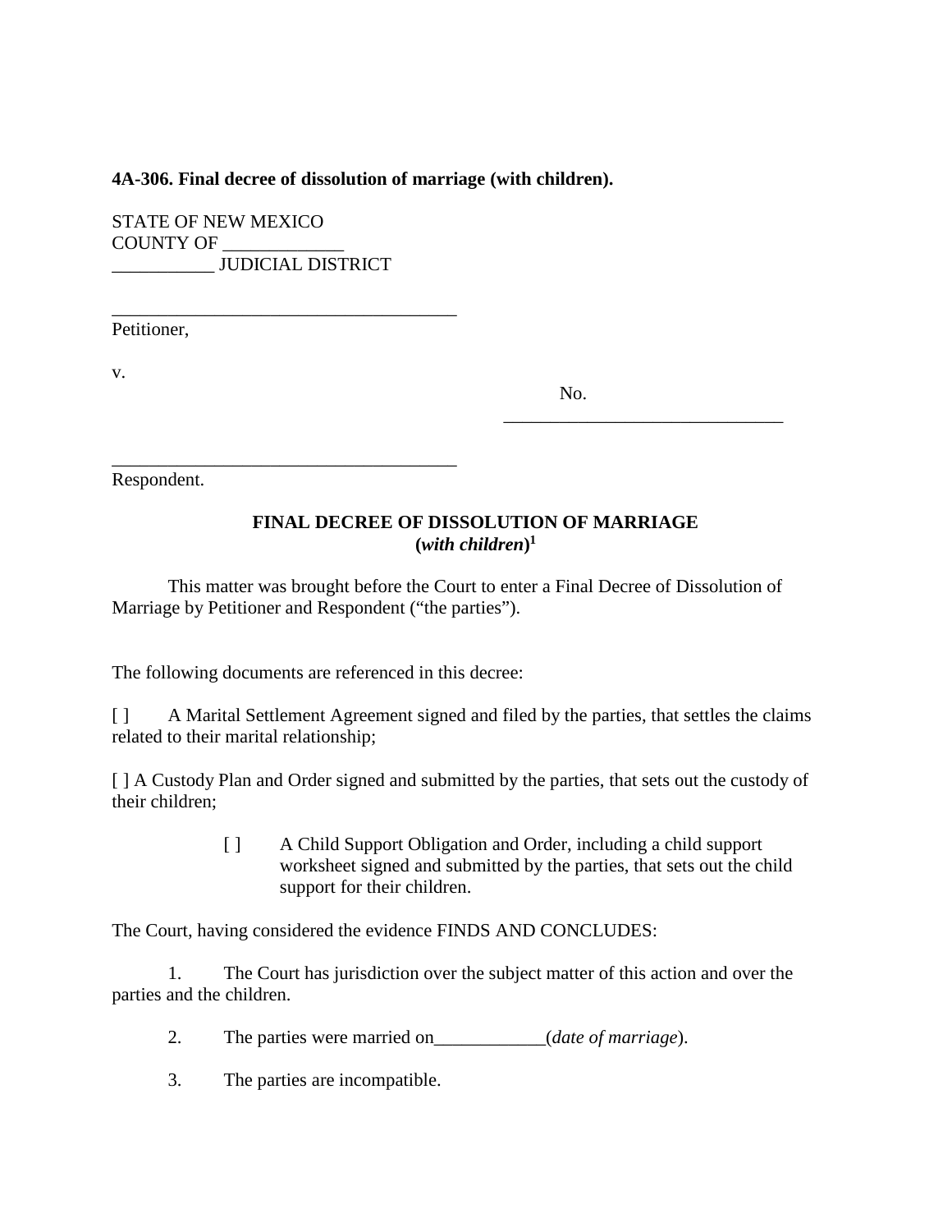**4A-306. Final decree of dissolution of marriage (with children).**

STATE OF NEW MEXICO
COUNTY OF _____________
___________ JUDICIAL DISTRICT

______________________________________
Petitioner,

v.

No. ______________________________

______________________________________
Respondent.

**FINAL DECREE OF DISSOLUTION OF MARRIAGE**
**(*with children*)**[1]

This matter was brought before the Court to enter a Final Decree of Dissolution of Marriage by Petitioner and Respondent ("the parties").

The following documents are referenced in this decree:

[ ] A Marital Settlement Agreement signed and filed by the parties, that settles the claims related to their marital relationship;

[ ] A Custody Plan and Order signed and submitted by the parties, that sets out the custody of their children;

[ ] A Child Support Obligation and Order, including a child support worksheet signed and submitted by the parties, that sets out the child support for their children.

The Court, having considered the evidence FINDS AND CONCLUDES:

1. The Court has jurisdiction over the subject matter of this action and over the parties and the children.

2. The parties were married on____________(*date of marriage*).

3. The parties are incompatible.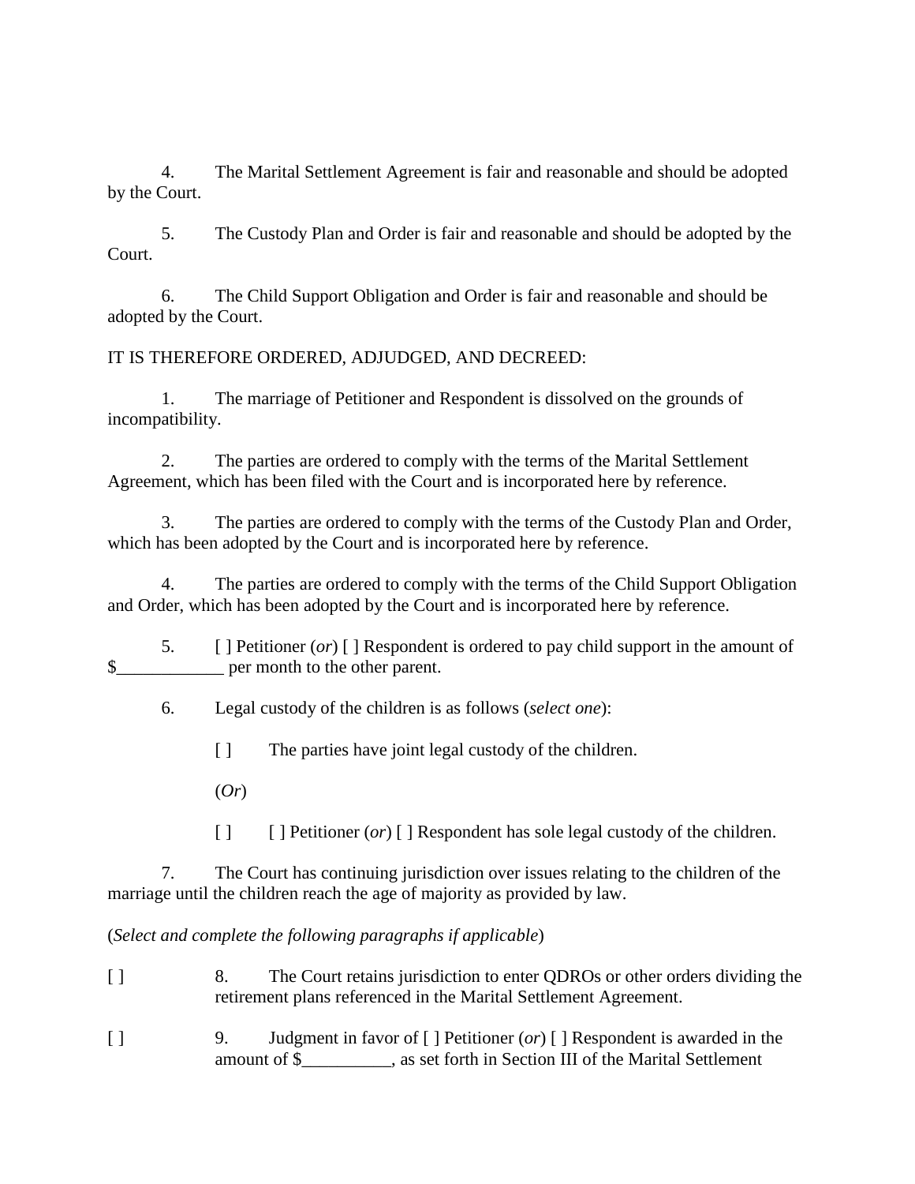4. The Marital Settlement Agreement is fair and reasonable and should be adopted by the Court.

5. The Custody Plan and Order is fair and reasonable and should be adopted by the Court.

6. The Child Support Obligation and Order is fair and reasonable and should be adopted by the Court.

IT IS THEREFORE ORDERED, ADJUDGED, AND DECREED:

1. The marriage of Petitioner and Respondent is dissolved on the grounds of incompatibility.

2. The parties are ordered to comply with the terms of the Marital Settlement Agreement, which has been filed with the Court and is incorporated here by reference.

3. The parties are ordered to comply with the terms of the Custody Plan and Order, which has been adopted by the Court and is incorporated here by reference.

4. The parties are ordered to comply with the terms of the Child Support Obligation and Order, which has been adopted by the Court and is incorporated here by reference.

5. [ ] Petitioner (*or*) [ ] Respondent is ordered to pay child support in the amount of $____________ per month to the other parent.

6. Legal custody of the children is as follows (*select one*):

   [ ] The parties have joint legal custody of the children.

   (*Or*)

   [ ] [ ] Petitioner (*or*) [ ] Respondent has sole legal custody of the children.

7. The Court has continuing jurisdiction over issues relating to the children of the marriage until the children reach the age of majority as provided by law.

(*Select and complete the following paragraphs if applicable*)

[ ] 8. The Court retains jurisdiction to enter QDROs or other orders dividing the retirement plans referenced in the Marital Settlement Agreement.

[ ] 9. Judgment in favor of [ ] Petitioner (*or*) [ ] Respondent is awarded in the amount of $__________, as set forth in Section III of the Marital Settlement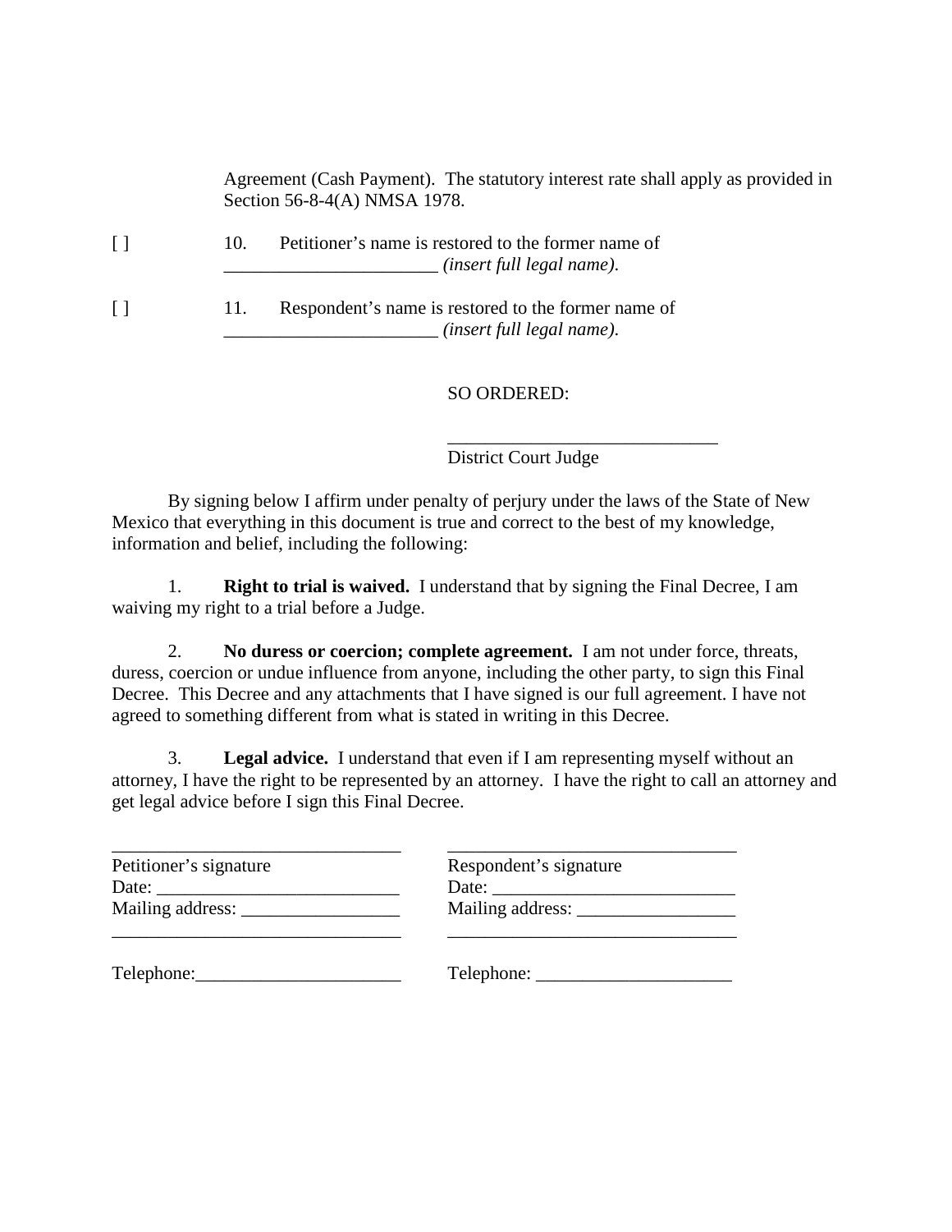Agreement (Cash Payment). The statutory interest rate shall apply as provided in Section 56-8-4(A) NMSA 1978.

[ ] 10. Petitioner's name is restored to the former name of _______________________ *(insert full legal name).*

[ ] 11. Respondent's name is restored to the former name of _______________________ *(insert full legal name).*

SO ORDERED:

_____________________________
District Court Judge

By signing below I affirm under penalty of perjury under the laws of the State of New Mexico that everything in this document is true and correct to the best of my knowledge, information and belief, including the following:

1. **Right to trial is waived.** I understand that by signing the Final Decree, I am waiving my right to a trial before a Judge.

2. **No duress or coercion; complete agreement.** I am not under force, threats, duress, coercion or undue influence from anyone, including the other party, to sign this Final Decree. This Decree and any attachments that I have signed is our full agreement. I have not agreed to something different from what is stated in writing in this Decree.

3. **Legal advice.** I understand that even if I am representing myself without an attorney, I have the right to be represented by an attorney. I have the right to call an attorney and get legal advice before I sign this Final Decree.

_______________________________
Petitioner's signature
Date: __________________________
Mailing address: _________________
_______________________________

Telephone:______________________

_______________________________
Respondent's signature
Date: __________________________
Mailing address: _________________
_______________________________

Telephone: _____________________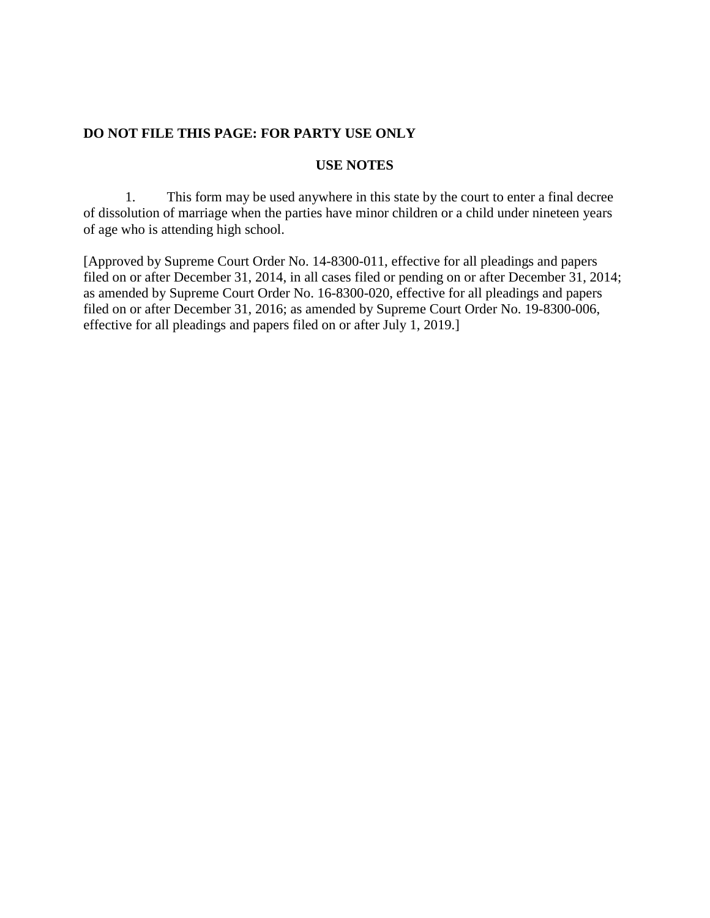**DO NOT FILE THIS PAGE: FOR PARTY USE ONLY**

**USE NOTES**

1. This form may be used anywhere in this state by the court to enter a final decree of dissolution of marriage when the parties have minor children or a child under nineteen years of age who is attending high school.

[Approved by Supreme Court Order No. 14-8300-011, effective for all pleadings and papers filed on or after December 31, 2014, in all cases filed or pending on or after December 31, 2014; as amended by Supreme Court Order No. 16-8300-020, effective for all pleadings and papers filed on or after December 31, 2016; as amended by Supreme Court Order No. 19-8300-006, effective for all pleadings and papers filed on or after July 1, 2019.]